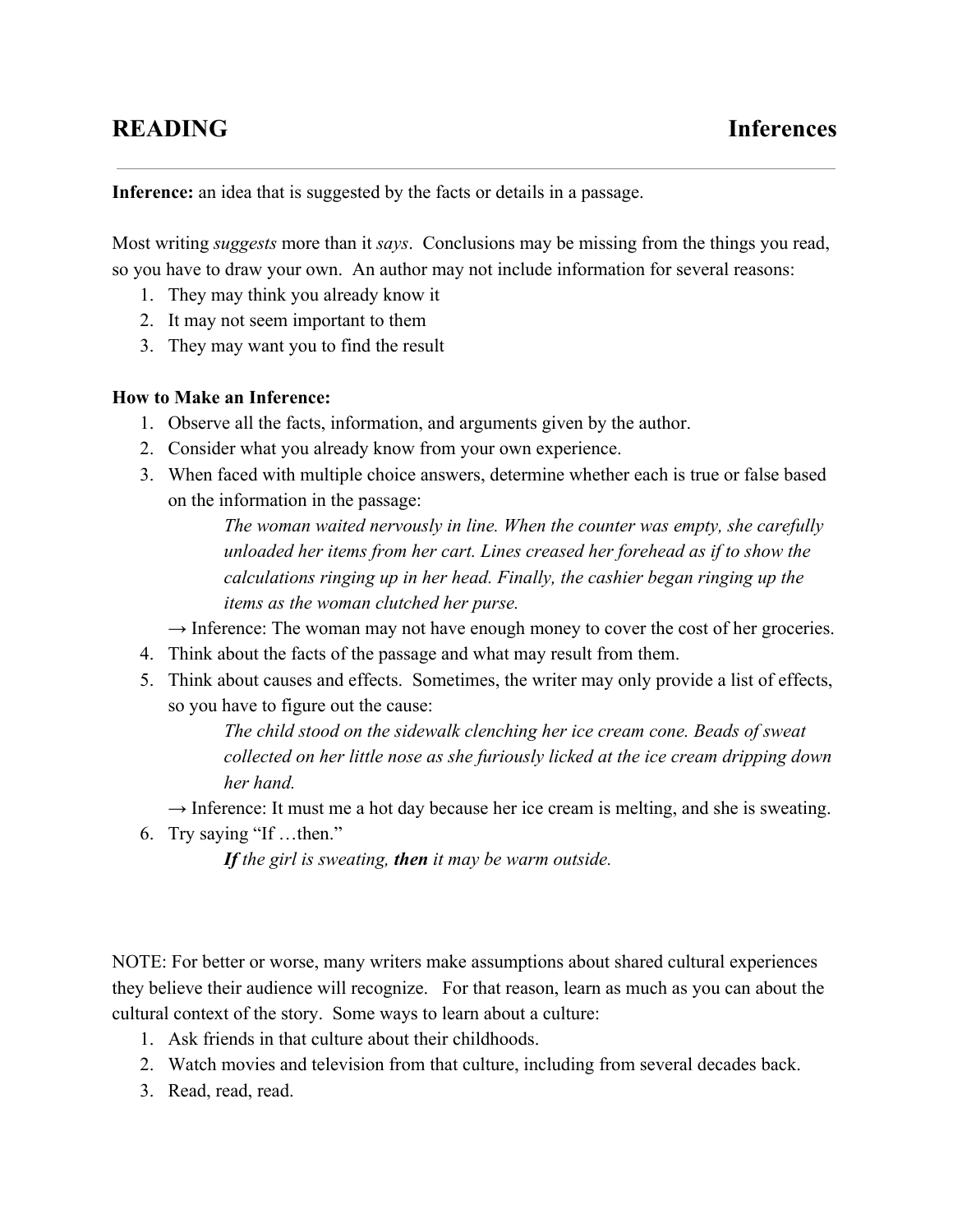# READING — Inferences

**Inference:** an idea that is suggested by the facts or details in a passage.

Most writing *suggests* more than it *says*. Conclusions may be missing from the things you read, so you have to draw your own. An author may not include information for several reasons:

1. They may think you already know it
2. It may not seem important to them
3. They may want you to find the result

**How to Make an Inference:**

1. Observe all the facts, information, and arguments given by the author.
2. Consider what you already know from your own experience.
3. When faced with multiple choice answers, determine whether each is true or false based on the information in the passage:

   > *The woman waited nervously in line. When the counter was empty, she carefully unloaded her items from her cart. Lines creased her forehead as if to show the calculations ringing up in her head. Finally, the cashier began ringing up the items as the woman clutched her purse.*

   → Inference: The woman may not have enough money to cover the cost of her groceries.
4. Think about the facts of the passage and what may result from them.
5. Think about causes and effects. Sometimes, the writer may only provide a list of effects, so you have to figure out the cause:

   > *The child stood on the sidewalk clenching her ice cream cone. Beads of sweat collected on her little nose as she furiously licked at the ice cream dripping down her hand.*

   → Inference: It must me a hot day because her ice cream is melting, and she is sweating.
6. Try saying "If …then."

   > ***If** the girl is sweating, **then** it may be warm outside.*

NOTE: For better or worse, many writers make assumptions about shared cultural experiences they believe their audience will recognize. For that reason, learn as much as you can about the cultural context of the story. Some ways to learn about a culture:

1. Ask friends in that culture about their childhoods.
2. Watch movies and television from that culture, including from several decades back.
3. Read, read, read.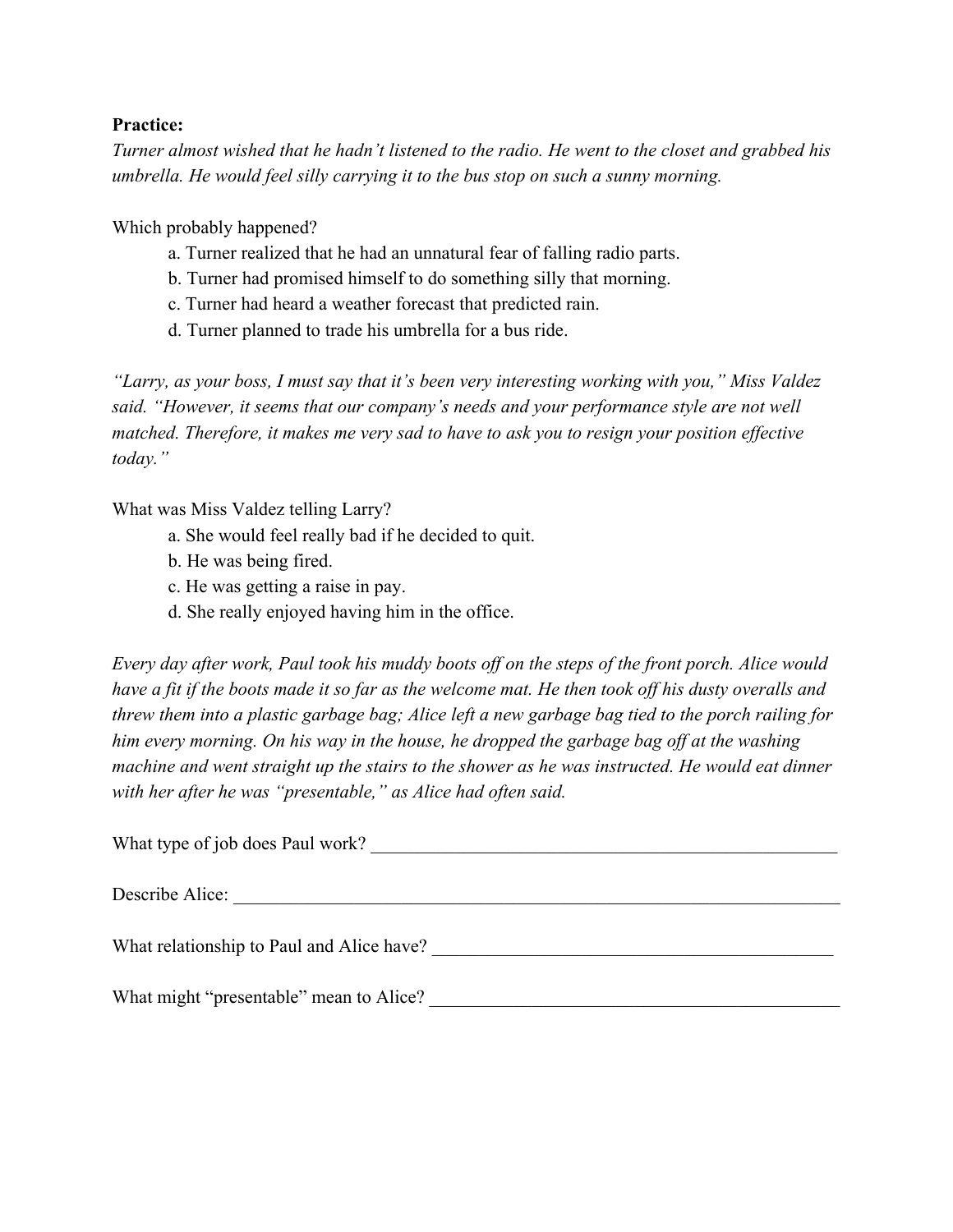**Practice:**

*Turner almost wished that he hadn't listened to the radio. He went to the closet and grabbed his umbrella. He would feel silly carrying it to the bus stop on such a sunny morning.*

Which probably happened?

a. Turner realized that he had an unnatural fear of falling radio parts.
b. Turner had promised himself to do something silly that morning.
c. Turner had heard a weather forecast that predicted rain.
d. Turner planned to trade his umbrella for a bus ride.

*"Larry, as your boss, I must say that it's been very interesting working with you," Miss Valdez said. "However, it seems that our company's needs and your performance style are not well matched. Therefore, it makes me very sad to have to ask you to resign your position effective today."*

What was Miss Valdez telling Larry?

a. She would feel really bad if he decided to quit.
b. He was being fired.
c. He was getting a raise in pay.
d. She really enjoyed having him in the office.

*Every day after work, Paul took his muddy boots off on the steps of the front porch. Alice would have a fit if the boots made it so far as the welcome mat. He then took off his dusty overalls and threw them into a plastic garbage bag; Alice left a new garbage bag tied to the porch railing for him every morning. On his way in the house, he dropped the garbage bag off at the washing machine and went straight up the stairs to the shower as he was instructed. He would eat dinner with her after he was "presentable," as Alice had often said.*

What type of job does Paul work? ________________________________________________

Describe Alice: ________________________________________________________________

What relationship to Paul and Alice have? ____________________________________________

What might "presentable" mean to Alice? _____________________________________________